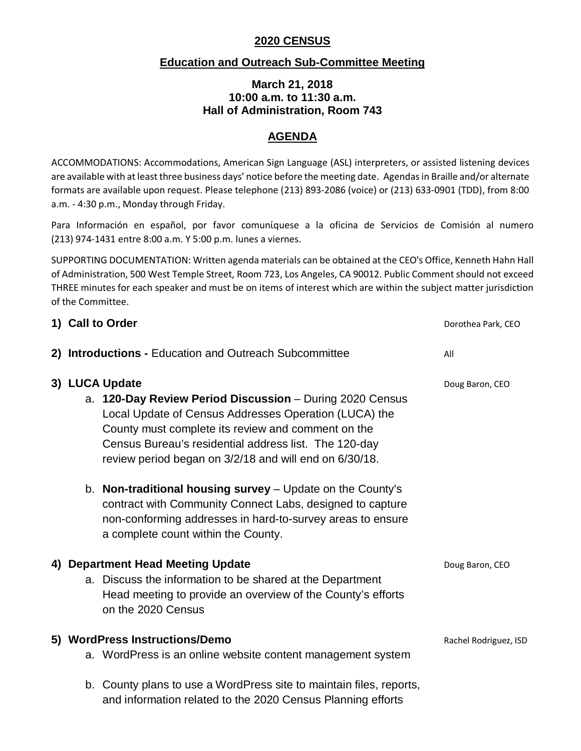**2020 CENSUS**

**Education and Outreach Sub-Committee Meeting**

**March 21, 2018**
**10:00 a.m. to 11:30 a.m.**
**Hall of Administration, Room 743**

## AGENDA

ACCOMMODATIONS: Accommodations, American Sign Language (ASL) interpreters, or assisted listening devices are available with at least three business days' notice before the meeting date. Agendas in Braille and/or alternate formats are available upon request. Please telephone (213) 893-2086 (voice) or (213) 633-0901 (TDD), from 8:00 a.m. - 4:30 p.m., Monday through Friday.

Para Información en español, por favor comuníquese a la oficina de Servicios de Comisión al numero (213) 974-1431 entre 8:00 a.m. Y 5:00 p.m. lunes a viernes.

SUPPORTING DOCUMENTATION: Written agenda materials can be obtained at the CEO's Office, Kenneth Hahn Hall of Administration, 500 West Temple Street, Room 723, Los Angeles, CA 90012. Public Comment should not exceed THREE minutes for each speaker and must be on items of interest which are within the subject matter jurisdiction of the Committee.

1) **Call to Order** — Dorothea Park, CEO

2) **Introductions -** Education and Outreach Subcommittee — All

3) **LUCA Update** — Doug Baron, CEO

   a. **120-Day Review Period Discussion** – During 2020 Census Local Update of Census Addresses Operation (LUCA) the County must complete its review and comment on the Census Bureau's residential address list. The 120-day review period began on 3/2/18 and will end on 6/30/18.

   b. **Non-traditional housing survey** – Update on the County's contract with Community Connect Labs, designed to capture non-conforming addresses in hard-to-survey areas to ensure a complete count within the County.

4) **Department Head Meeting Update** — Doug Baron, CEO

   a. Discuss the information to be shared at the Department Head meeting to provide an overview of the County's efforts on the 2020 Census

5) **WordPress Instructions/Demo** — Rachel Rodriguez, ISD

   a. WordPress is an online website content management system

   b. County plans to use a WordPress site to maintain files, reports, and information related to the 2020 Census Planning efforts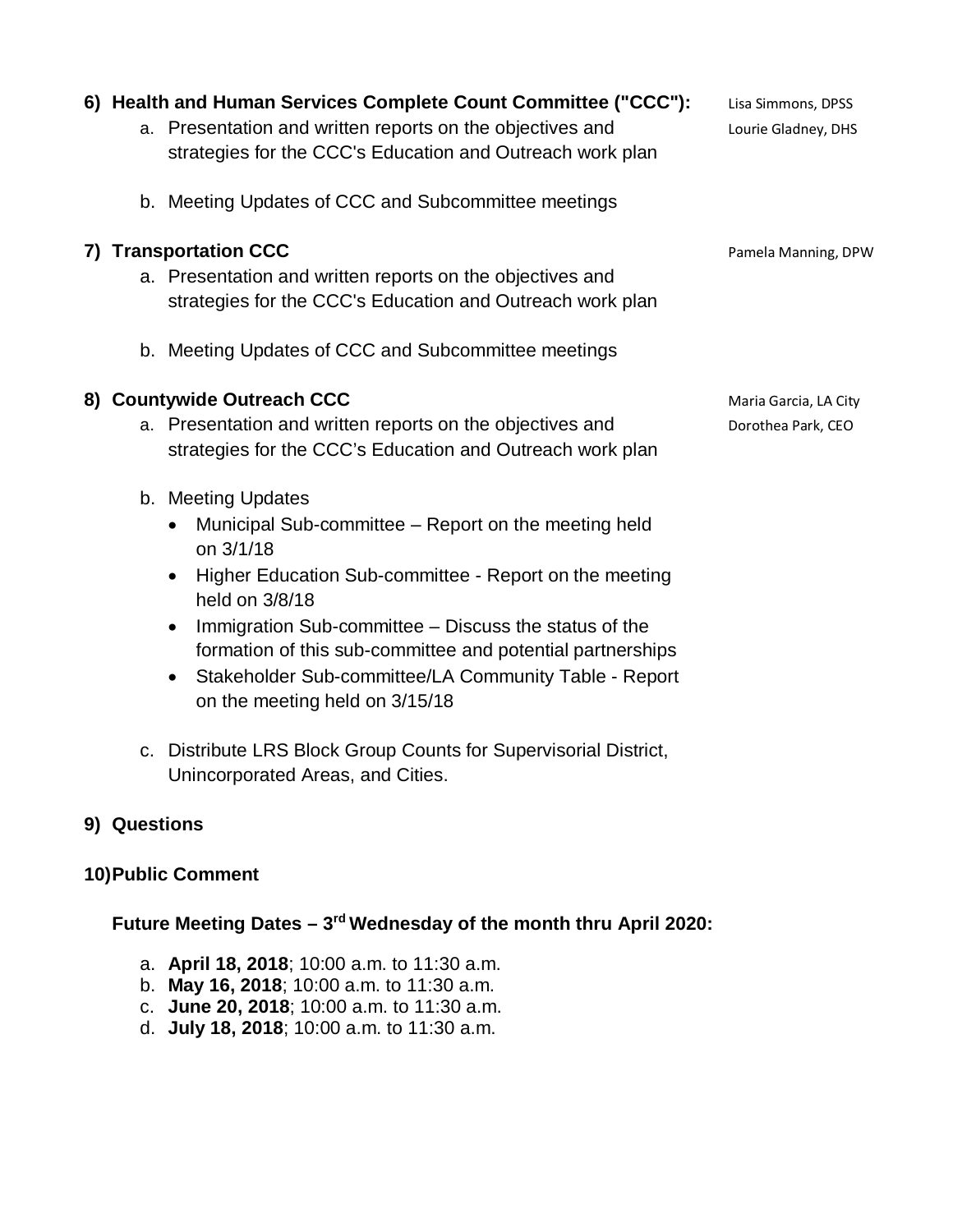**6) Health and Human Services Complete Count Committee ("CCC"):** Lisa Simmons, DPSS; Lourie Gladney, DHS

a. Presentation and written reports on the objectives and strategies for the CCC's Education and Outreach work plan

b. Meeting Updates of CCC and Subcommittee meetings

**7) Transportation CCC** Pamela Manning, DPW

a. Presentation and written reports on the objectives and strategies for the CCC's Education and Outreach work plan

b. Meeting Updates of CCC and Subcommittee meetings

**8) Countywide Outreach CCC** Maria Garcia, LA City; Dorothea Park, CEO

a. Presentation and written reports on the objectives and strategies for the CCC's Education and Outreach work plan

b. Meeting Updates
   - Municipal Sub-committee – Report on the meeting held on 3/1/18
   - Higher Education Sub-committee - Report on the meeting held on 3/8/18
   - Immigration Sub-committee – Discuss the status of the formation of this sub-committee and potential partnerships
   - Stakeholder Sub-committee/LA Community Table - Report on the meeting held on 3/15/18

c. Distribute LRS Block Group Counts for Supervisorial District, Unincorporated Areas, and Cities.

**9) Questions**

**10) Public Comment**

**Future Meeting Dates – 3rd Wednesday of the month thru April 2020:**

a. **April 18, 2018**; 10:00 a.m. to 11:30 a.m.
b. **May 16, 2018**; 10:00 a.m. to 11:30 a.m.
c. **June 20, 2018**; 10:00 a.m. to 11:30 a.m.
d. **July 18, 2018**; 10:00 a.m. to 11:30 a.m.